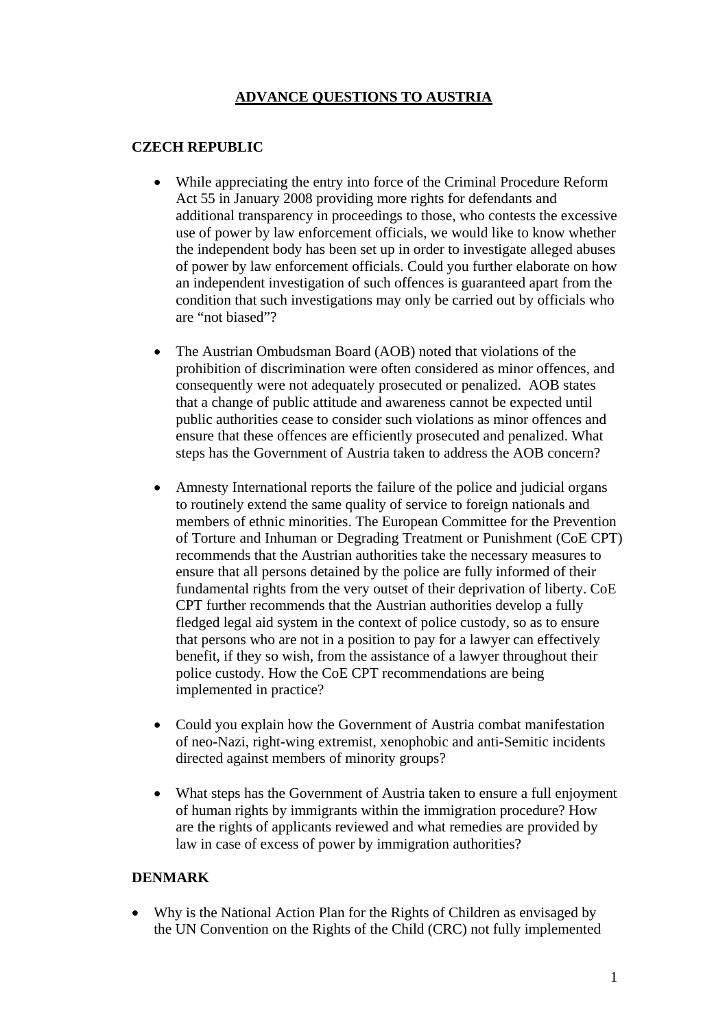# ADVANCE QUESTIONS TO AUSTRIA

## CZECH REPUBLIC

- While appreciating the entry into force of the Criminal Procedure Reform Act 55 in January 2008 providing more rights for defendants and additional transparency in proceedings to those, who contests the excessive use of power by law enforcement officials, we would like to know whether the independent body has been set up in order to investigate alleged abuses of power by law enforcement officials. Could you further elaborate on how an independent investigation of such offences is guaranteed apart from the condition that such investigations may only be carried out by officials who are "not biased"?

- The Austrian Ombudsman Board (AOB) noted that violations of the prohibition of discrimination were often considered as minor offences, and consequently were not adequately prosecuted or penalized. AOB states that a change of public attitude and awareness cannot be expected until public authorities cease to consider such violations as minor offences and ensure that these offences are efficiently prosecuted and penalized. What steps has the Government of Austria taken to address the AOB concern?

- Amnesty International reports the failure of the police and judicial organs to routinely extend the same quality of service to foreign nationals and members of ethnic minorities. The European Committee for the Prevention of Torture and Inhuman or Degrading Treatment or Punishment (CoE CPT) recommends that the Austrian authorities take the necessary measures to ensure that all persons detained by the police are fully informed of their fundamental rights from the very outset of their deprivation of liberty. CoE CPT further recommends that the Austrian authorities develop a fully fledged legal aid system in the context of police custody, so as to ensure that persons who are not in a position to pay for a lawyer can effectively benefit, if they so wish, from the assistance of a lawyer throughout their police custody. How the CoE CPT recommendations are being implemented in practice?

- Could you explain how the Government of Austria combat manifestation of neo-Nazi, right-wing extremist, xenophobic and anti-Semitic incidents directed against members of minority groups?

- What steps has the Government of Austria taken to ensure a full enjoyment of human rights by immigrants within the immigration procedure? How are the rights of applicants reviewed and what remedies are provided by law in case of excess of power by immigration authorities?

## DENMARK

- Why is the National Action Plan for the Rights of Children as envisaged by the UN Convention on the Rights of the Child (CRC) not fully implemented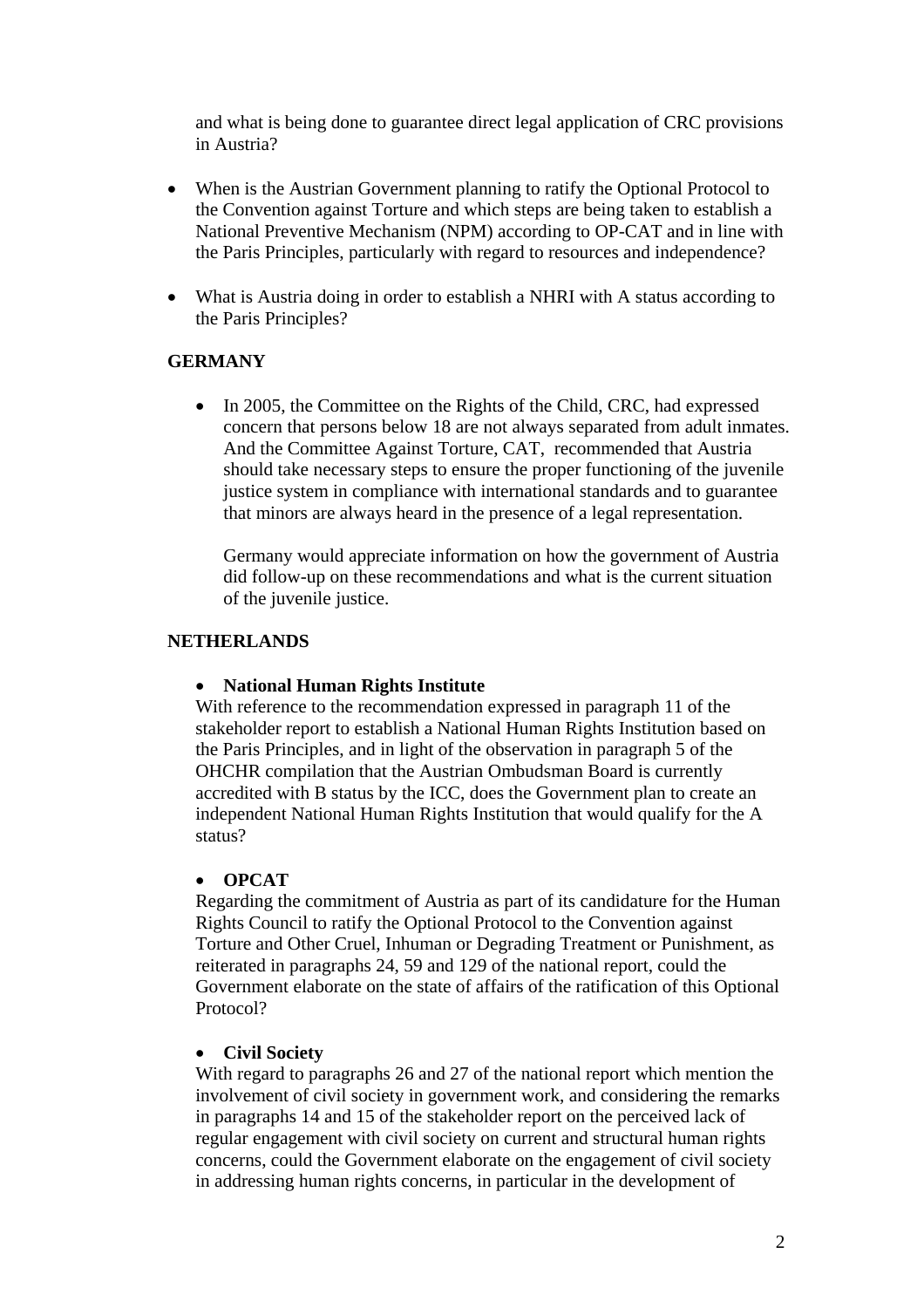and what is being done to guarantee direct legal application of CRC provisions in Austria?

- When is the Austrian Government planning to ratify the Optional Protocol to the Convention against Torture and which steps are being taken to establish a National Preventive Mechanism (NPM) according to OP-CAT and in line with the Paris Principles, particularly with regard to resources and independence?

- What is Austria doing in order to establish a NHRI with A status according to the Paris Principles?

**GERMANY**

- In 2005, the Committee on the Rights of the Child, CRC, had expressed concern that persons below 18 are not always separated from adult inmates. And the Committee Against Torture, CAT, recommended that Austria should take necessary steps to ensure the proper functioning of the juvenile justice system in compliance with international standards and to guarantee that minors are always heard in the presence of a legal representation.

  Germany would appreciate information on how the government of Austria did follow-up on these recommendations and what is the current situation of the juvenile justice.

**NETHERLANDS**

- **National Human Rights Institute**

With reference to the recommendation expressed in paragraph 11 of the stakeholder report to establish a National Human Rights Institution based on the Paris Principles, and in light of the observation in paragraph 5 of the OHCHR compilation that the Austrian Ombudsman Board is currently accredited with B status by the ICC, does the Government plan to create an independent National Human Rights Institution that would qualify for the A status?

- **OPCAT**

Regarding the commitment of Austria as part of its candidature for the Human Rights Council to ratify the Optional Protocol to the Convention against Torture and Other Cruel, Inhuman or Degrading Treatment or Punishment, as reiterated in paragraphs 24, 59 and 129 of the national report, could the Government elaborate on the state of affairs of the ratification of this Optional Protocol?

- **Civil Society**

With regard to paragraphs 26 and 27 of the national report which mention the involvement of civil society in government work, and considering the remarks in paragraphs 14 and 15 of the stakeholder report on the perceived lack of regular engagement with civil society on current and structural human rights concerns, could the Government elaborate on the engagement of civil society in addressing human rights concerns, in particular in the development of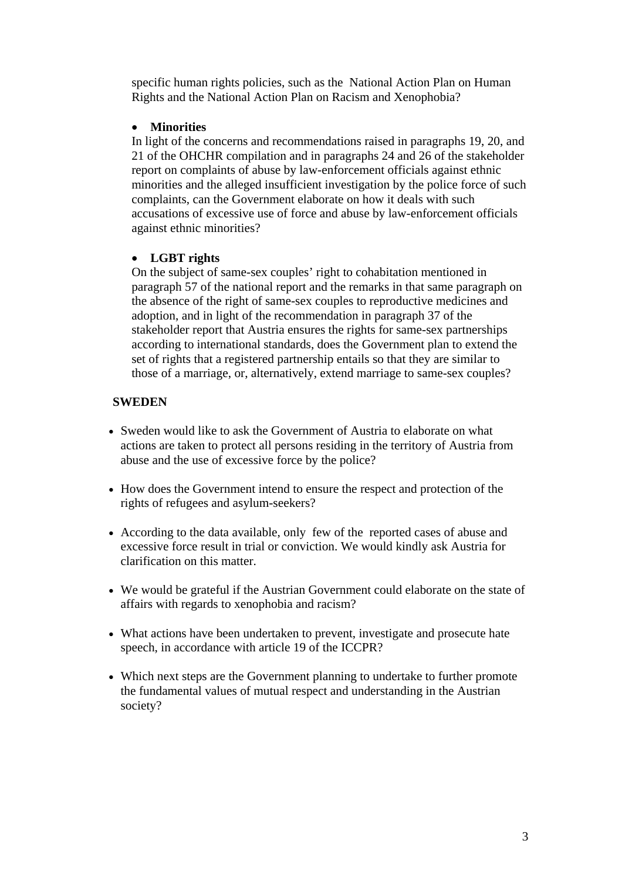specific human rights policies, such as the National Action Plan on Human Rights and the National Action Plan on Racism and Xenophobia?

- **Minorities**

In light of the concerns and recommendations raised in paragraphs 19, 20, and 21 of the OHCHR compilation and in paragraphs 24 and 26 of the stakeholder report on complaints of abuse by law-enforcement officials against ethnic minorities and the alleged insufficient investigation by the police force of such complaints, can the Government elaborate on how it deals with such accusations of excessive use of force and abuse by law-enforcement officials against ethnic minorities?

- **LGBT rights**

On the subject of same-sex couples' right to cohabitation mentioned in paragraph 57 of the national report and the remarks in that same paragraph on the absence of the right of same-sex couples to reproductive medicines and adoption, and in light of the recommendation in paragraph 37 of the stakeholder report that Austria ensures the rights for same-sex partnerships according to international standards, does the Government plan to extend the set of rights that a registered partnership entails so that they are similar to those of a marriage, or, alternatively, extend marriage to same-sex couples?

**SWEDEN**

- Sweden would like to ask the Government of Austria to elaborate on what actions are taken to protect all persons residing in the territory of Austria from abuse and the use of excessive force by the police?
- How does the Government intend to ensure the respect and protection of the rights of refugees and asylum-seekers?
- According to the data available, only few of the reported cases of abuse and excessive force result in trial or conviction. We would kindly ask Austria for clarification on this matter.
- We would be grateful if the Austrian Government could elaborate on the state of affairs with regards to xenophobia and racism?
- What actions have been undertaken to prevent, investigate and prosecute hate speech, in accordance with article 19 of the ICCPR?
- Which next steps are the Government planning to undertake to further promote the fundamental values of mutual respect and understanding in the Austrian society?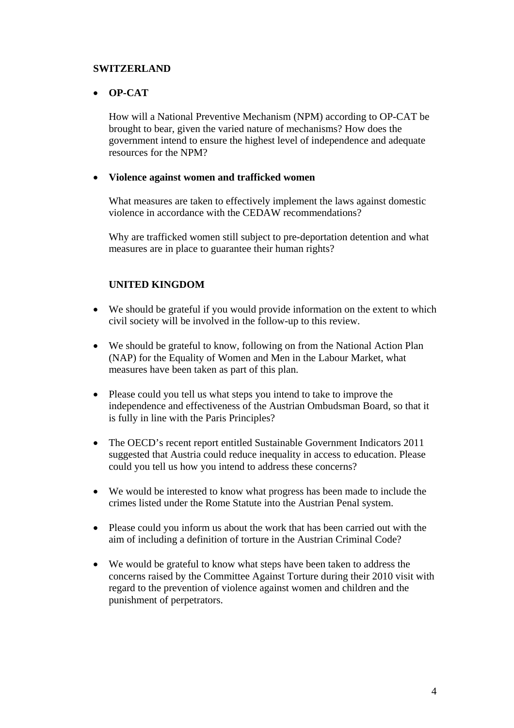**SWITZERLAND**

- **OP-CAT**

  How will a National Preventive Mechanism (NPM) according to OP-CAT be brought to bear, given the varied nature of mechanisms? How does the government intend to ensure the highest level of independence and adequate resources for the NPM?

- **Violence against women and trafficked women**

  What measures are taken to effectively implement the laws against domestic violence in accordance with the CEDAW recommendations?

  Why are trafficked women still subject to pre-deportation detention and what measures are in place to guarantee their human rights?

**UNITED KINGDOM**

- We should be grateful if you would provide information on the extent to which civil society will be involved in the follow-up to this review.

- We should be grateful to know, following on from the National Action Plan (NAP) for the Equality of Women and Men in the Labour Market, what measures have been taken as part of this plan.

- Please could you tell us what steps you intend to take to improve the independence and effectiveness of the Austrian Ombudsman Board, so that it is fully in line with the Paris Principles?

- The OECD's recent report entitled Sustainable Government Indicators 2011 suggested that Austria could reduce inequality in access to education. Please could you tell us how you intend to address these concerns?

- We would be interested to know what progress has been made to include the crimes listed under the Rome Statute into the Austrian Penal system.

- Please could you inform us about the work that has been carried out with the aim of including a definition of torture in the Austrian Criminal Code?

- We would be grateful to know what steps have been taken to address the concerns raised by the Committee Against Torture during their 2010 visit with regard to the prevention of violence against women and children and the punishment of perpetrators.